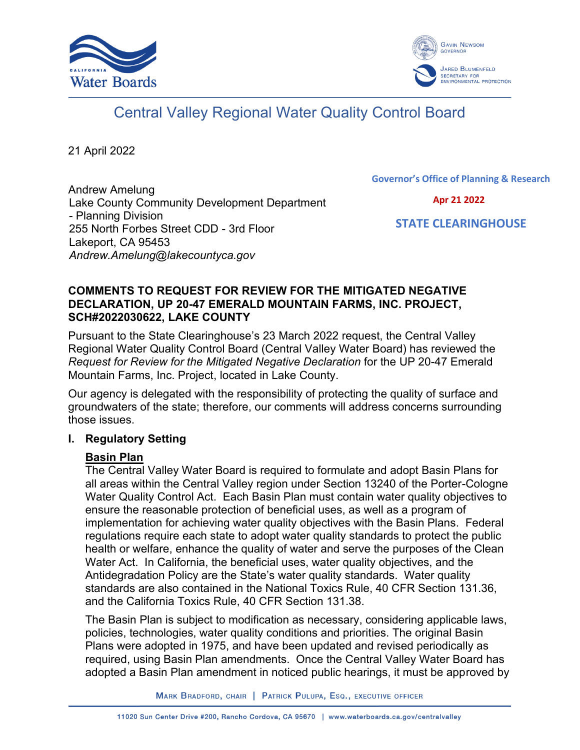California Water Boards

Gavin Newsom, Governor

Jared Blumenfeld, Secretary for Environmental Protection

# Central Valley Regional Water Quality Control Board

21 April 2022

Governor's Office of Planning & Research

Apr 21 2022

STATE CLEARINGHOUSE

Andrew Amelung
Lake County Community Development Department
- Planning Division
255 North Forbes Street CDD - 3rd Floor
Lakeport, CA 95453
*Andrew.Amelung@lakecountyca.gov*

**COMMENTS TO REQUEST FOR REVIEW FOR THE MITIGATED NEGATIVE DECLARATION, UP 20-47 EMERALD MOUNTAIN FARMS, INC. PROJECT, SCH#2022030622, LAKE COUNTY**

Pursuant to the State Clearinghouse's 23 March 2022 request, the Central Valley Regional Water Quality Control Board (Central Valley Water Board) has reviewed the *Request for Review for the Mitigated Negative Declaration* for the UP 20-47 Emerald Mountain Farms, Inc. Project, located in Lake County.

Our agency is delegated with the responsibility of protecting the quality of surface and groundwaters of the state; therefore, our comments will address concerns surrounding those issues.

## I. Regulatory Setting

**Basin Plan**

The Central Valley Water Board is required to formulate and adopt Basin Plans for all areas within the Central Valley region under Section 13240 of the Porter-Cologne Water Quality Control Act. Each Basin Plan must contain water quality objectives to ensure the reasonable protection of beneficial uses, as well as a program of implementation for achieving water quality objectives with the Basin Plans. Federal regulations require each state to adopt water quality standards to protect the public health or welfare, enhance the quality of water and serve the purposes of the Clean Water Act. In California, the beneficial uses, water quality objectives, and the Antidegradation Policy are the State's water quality standards. Water quality standards are also contained in the National Toxics Rule, 40 CFR Section 131.36, and the California Toxics Rule, 40 CFR Section 131.38.

The Basin Plan is subject to modification as necessary, considering applicable laws, policies, technologies, water quality conditions and priorities. The original Basin Plans were adopted in 1975, and have been updated and revised periodically as required, using Basin Plan amendments. Once the Central Valley Water Board has adopted a Basin Plan amendment in noticed public hearings, it must be approved by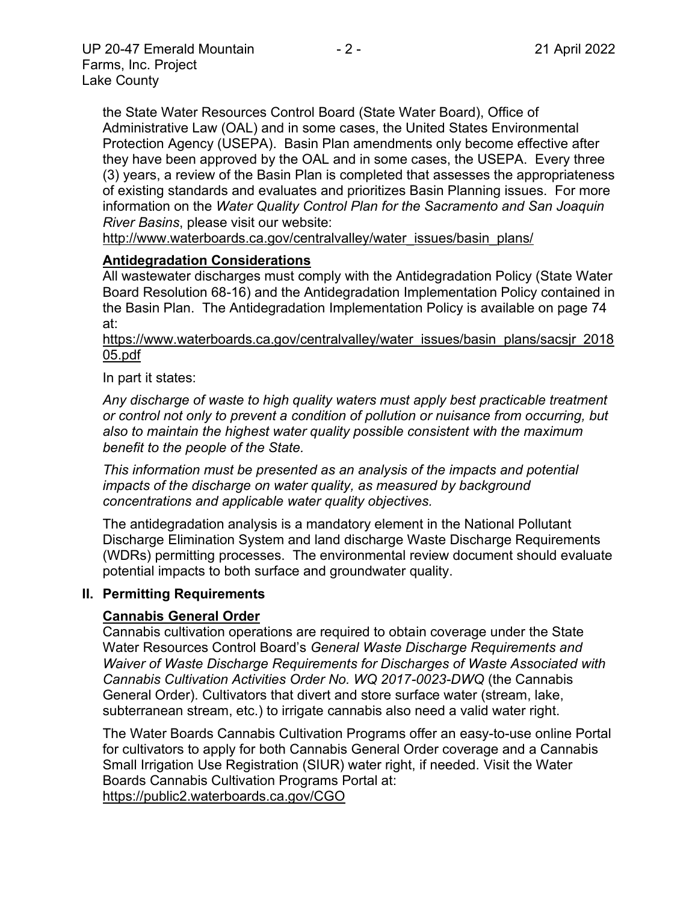the State Water Resources Control Board (State Water Board), Office of Administrative Law (OAL) and in some cases, the United States Environmental Protection Agency (USEPA). Basin Plan amendments only become effective after they have been approved by the OAL and in some cases, the USEPA. Every three (3) years, a review of the Basin Plan is completed that assesses the appropriateness of existing standards and evaluates and prioritizes Basin Planning issues. For more information on the *Water Quality Control Plan for the Sacramento and San Joaquin River Basins*, please visit our website:
http://www.waterboards.ca.gov/centralvalley/water_issues/basin_plans/

**Antidegradation Considerations**

All wastewater discharges must comply with the Antidegradation Policy (State Water Board Resolution 68-16) and the Antidegradation Implementation Policy contained in the Basin Plan. The Antidegradation Implementation Policy is available on page 74 at:
https://www.waterboards.ca.gov/centralvalley/water_issues/basin_plans/sacsjr_201805.pdf

In part it states:

*Any discharge of waste to high quality waters must apply best practicable treatment or control not only to prevent a condition of pollution or nuisance from occurring, but also to maintain the highest water quality possible consistent with the maximum benefit to the people of the State.*

*This information must be presented as an analysis of the impacts and potential impacts of the discharge on water quality, as measured by background concentrations and applicable water quality objectives.*

The antidegradation analysis is a mandatory element in the National Pollutant Discharge Elimination System and land discharge Waste Discharge Requirements (WDRs) permitting processes. The environmental review document should evaluate potential impacts to both surface and groundwater quality.

## II. Permitting Requirements

**Cannabis General Order**

Cannabis cultivation operations are required to obtain coverage under the State Water Resources Control Board's *General Waste Discharge Requirements and Waiver of Waste Discharge Requirements for Discharges of Waste Associated with Cannabis Cultivation Activities Order No. WQ 2017-0023-DWQ* (the Cannabis General Order). Cultivators that divert and store surface water (stream, lake, subterranean stream, etc.) to irrigate cannabis also need a valid water right.

The Water Boards Cannabis Cultivation Programs offer an easy-to-use online Portal for cultivators to apply for both Cannabis General Order coverage and a Cannabis Small Irrigation Use Registration (SIUR) water right, if needed. Visit the Water Boards Cannabis Cultivation Programs Portal at:
https://public2.waterboards.ca.gov/CGO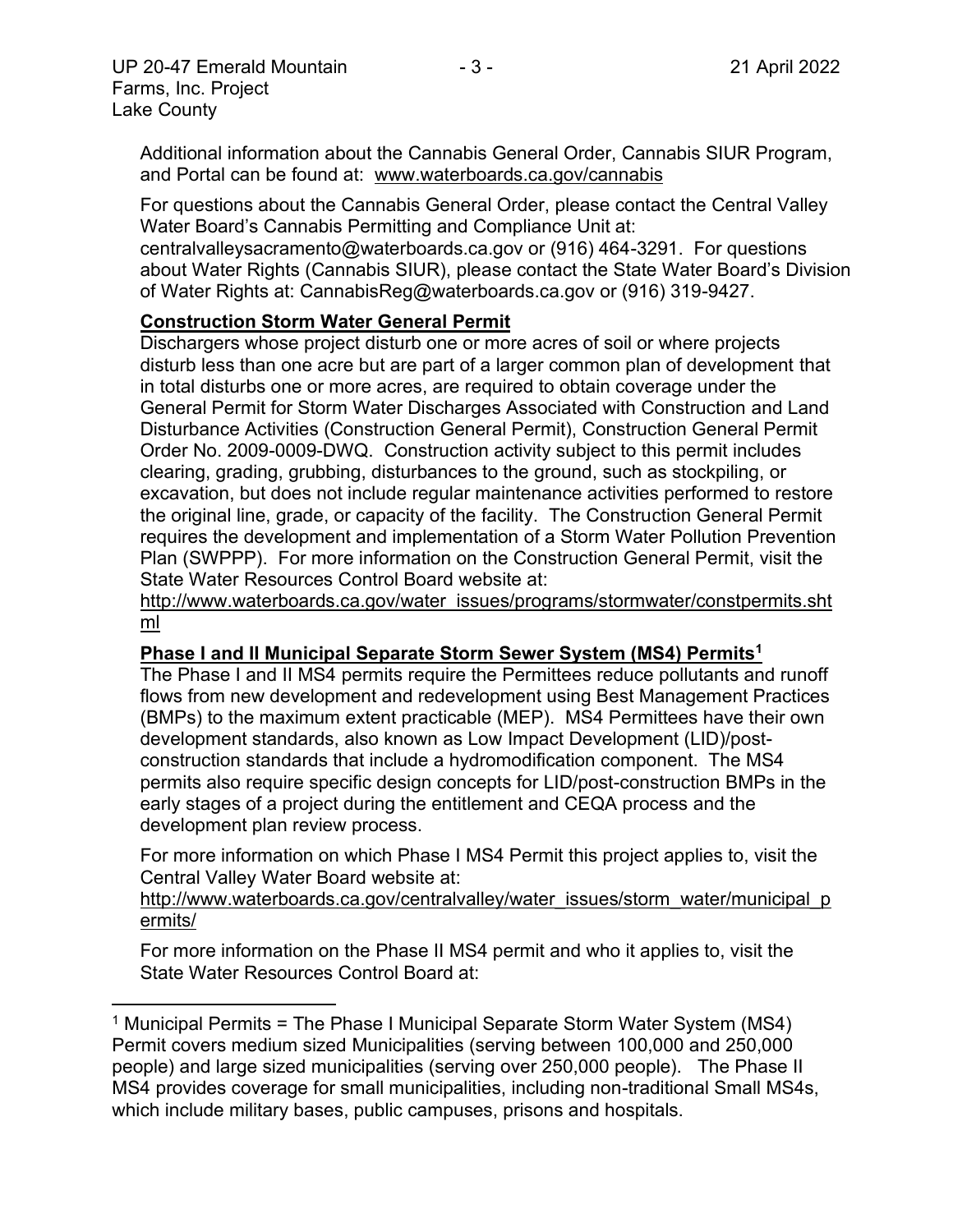Additional information about the Cannabis General Order, Cannabis SIUR Program, and Portal can be found at: www.waterboards.ca.gov/cannabis

For questions about the Cannabis General Order, please contact the Central Valley Water Board's Cannabis Permitting and Compliance Unit at: centralvalleysacramento@waterboards.ca.gov or (916) 464-3291. For questions about Water Rights (Cannabis SIUR), please contact the State Water Board's Division of Water Rights at: CannabisReg@waterboards.ca.gov or (916) 319-9427.

**Construction Storm Water General Permit**

Dischargers whose project disturb one or more acres of soil or where projects disturb less than one acre but are part of a larger common plan of development that in total disturbs one or more acres, are required to obtain coverage under the General Permit for Storm Water Discharges Associated with Construction and Land Disturbance Activities (Construction General Permit), Construction General Permit Order No. 2009-0009-DWQ. Construction activity subject to this permit includes clearing, grading, grubbing, disturbances to the ground, such as stockpiling, or excavation, but does not include regular maintenance activities performed to restore the original line, grade, or capacity of the facility. The Construction General Permit requires the development and implementation of a Storm Water Pollution Prevention Plan (SWPPP). For more information on the Construction General Permit, visit the State Water Resources Control Board website at:
http://www.waterboards.ca.gov/water_issues/programs/stormwater/constpermits.shtml

**Phase I and II Municipal Separate Storm Sewer System (MS4) Permits[1]**

The Phase I and II MS4 permits require the Permittees reduce pollutants and runoff flows from new development and redevelopment using Best Management Practices (BMPs) to the maximum extent practicable (MEP). MS4 Permittees have their own development standards, also known as Low Impact Development (LID)/post-construction standards that include a hydromodification component. The MS4 permits also require specific design concepts for LID/post-construction BMPs in the early stages of a project during the entitlement and CEQA process and the development plan review process.

For more information on which Phase I MS4 Permit this project applies to, visit the Central Valley Water Board website at:
http://www.waterboards.ca.gov/centralvalley/water_issues/storm_water/municipal_permits/

For more information on the Phase II MS4 permit and who it applies to, visit the State Water Resources Control Board at:

---

[1] Municipal Permits = The Phase I Municipal Separate Storm Water System (MS4) Permit covers medium sized Municipalities (serving between 100,000 and 250,000 people) and large sized municipalities (serving over 250,000 people). The Phase II MS4 provides coverage for small municipalities, including non-traditional Small MS4s, which include military bases, public campuses, prisons and hospitals.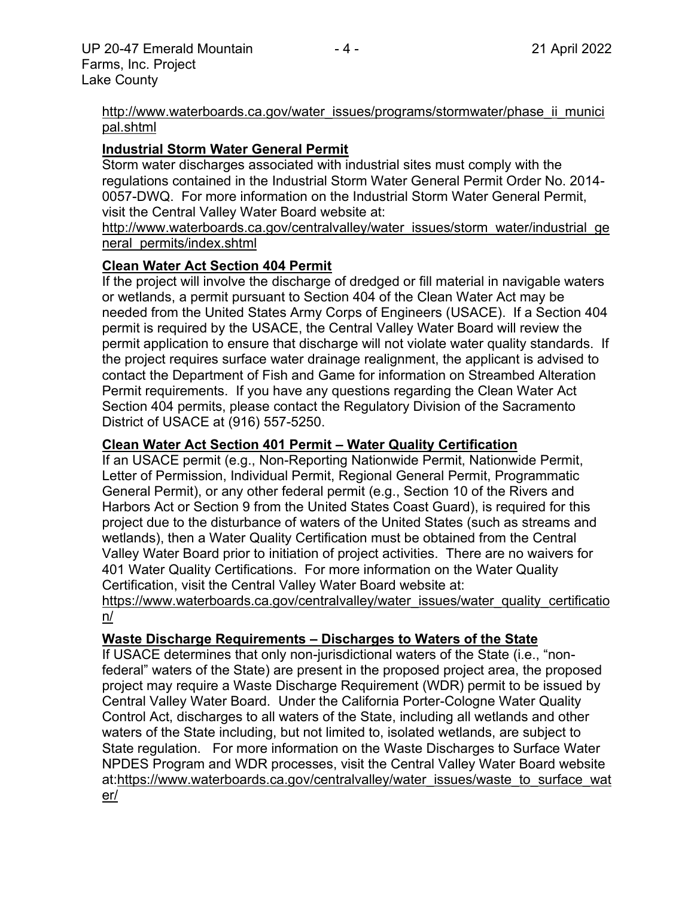http://www.waterboards.ca.gov/water_issues/programs/stormwater/phase_ii_municipal.shtml

**Industrial Storm Water General Permit**

Storm water discharges associated with industrial sites must comply with the regulations contained in the Industrial Storm Water General Permit Order No. 2014-0057-DWQ. For more information on the Industrial Storm Water General Permit, visit the Central Valley Water Board website at:
http://www.waterboards.ca.gov/centralvalley/water_issues/storm_water/industrial_general_permits/index.shtml

**Clean Water Act Section 404 Permit**

If the project will involve the discharge of dredged or fill material in navigable waters or wetlands, a permit pursuant to Section 404 of the Clean Water Act may be needed from the United States Army Corps of Engineers (USACE). If a Section 404 permit is required by the USACE, the Central Valley Water Board will review the permit application to ensure that discharge will not violate water quality standards. If the project requires surface water drainage realignment, the applicant is advised to contact the Department of Fish and Game for information on Streambed Alteration Permit requirements. If you have any questions regarding the Clean Water Act Section 404 permits, please contact the Regulatory Division of the Sacramento District of USACE at (916) 557-5250.

**Clean Water Act Section 401 Permit – Water Quality Certification**

If an USACE permit (e.g., Non-Reporting Nationwide Permit, Nationwide Permit, Letter of Permission, Individual Permit, Regional General Permit, Programmatic General Permit), or any other federal permit (e.g., Section 10 of the Rivers and Harbors Act or Section 9 from the United States Coast Guard), is required for this project due to the disturbance of waters of the United States (such as streams and wetlands), then a Water Quality Certification must be obtained from the Central Valley Water Board prior to initiation of project activities. There are no waivers for 401 Water Quality Certifications. For more information on the Water Quality Certification, visit the Central Valley Water Board website at:
https://www.waterboards.ca.gov/centralvalley/water_issues/water_quality_certification/

**Waste Discharge Requirements – Discharges to Waters of the State**

If USACE determines that only non-jurisdictional waters of the State (i.e., "non-federal" waters of the State) are present in the proposed project area, the proposed project may require a Waste Discharge Requirement (WDR) permit to be issued by Central Valley Water Board. Under the California Porter-Cologne Water Quality Control Act, discharges to all waters of the State, including all wetlands and other waters of the State including, but not limited to, isolated wetlands, are subject to State regulation. For more information on the Waste Discharges to Surface Water NPDES Program and WDR processes, visit the Central Valley Water Board website at:https://www.waterboards.ca.gov/centralvalley/water_issues/waste_to_surface_water/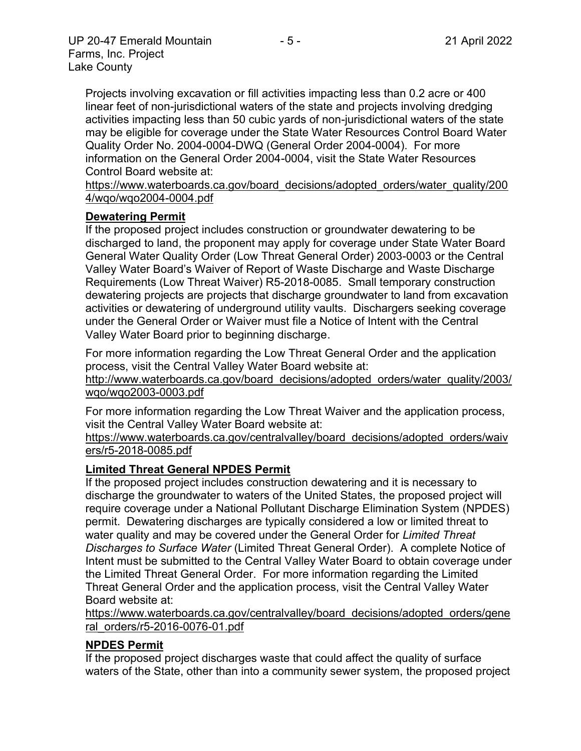Projects involving excavation or fill activities impacting less than 0.2 acre or 400 linear feet of non-jurisdictional waters of the state and projects involving dredging activities impacting less than 50 cubic yards of non-jurisdictional waters of the state may be eligible for coverage under the State Water Resources Control Board Water Quality Order No. 2004-0004-DWQ (General Order 2004-0004). For more information on the General Order 2004-0004, visit the State Water Resources Control Board website at:
https://www.waterboards.ca.gov/board_decisions/adopted_orders/water_quality/2004/wqo/wqo2004-0004.pdf

**Dewatering Permit**

If the proposed project includes construction or groundwater dewatering to be discharged to land, the proponent may apply for coverage under State Water Board General Water Quality Order (Low Threat General Order) 2003-0003 or the Central Valley Water Board's Waiver of Report of Waste Discharge and Waste Discharge Requirements (Low Threat Waiver) R5-2018-0085. Small temporary construction dewatering projects are projects that discharge groundwater to land from excavation activities or dewatering of underground utility vaults. Dischargers seeking coverage under the General Order or Waiver must file a Notice of Intent with the Central Valley Water Board prior to beginning discharge.

For more information regarding the Low Threat General Order and the application process, visit the Central Valley Water Board website at:
http://www.waterboards.ca.gov/board_decisions/adopted_orders/water_quality/2003/wqo/wqo2003-0003.pdf

For more information regarding the Low Threat Waiver and the application process, visit the Central Valley Water Board website at:
https://www.waterboards.ca.gov/centralvalley/board_decisions/adopted_orders/waivers/r5-2018-0085.pdf

**Limited Threat General NPDES Permit**

If the proposed project includes construction dewatering and it is necessary to discharge the groundwater to waters of the United States, the proposed project will require coverage under a National Pollutant Discharge Elimination System (NPDES) permit. Dewatering discharges are typically considered a low or limited threat to water quality and may be covered under the General Order for *Limited Threat Discharges to Surface Water* (Limited Threat General Order). A complete Notice of Intent must be submitted to the Central Valley Water Board to obtain coverage under the Limited Threat General Order. For more information regarding the Limited Threat General Order and the application process, visit the Central Valley Water Board website at:
https://www.waterboards.ca.gov/centralvalley/board_decisions/adopted_orders/general_orders/r5-2016-0076-01.pdf

**NPDES Permit**

If the proposed project discharges waste that could affect the quality of surface waters of the State, other than into a community sewer system, the proposed project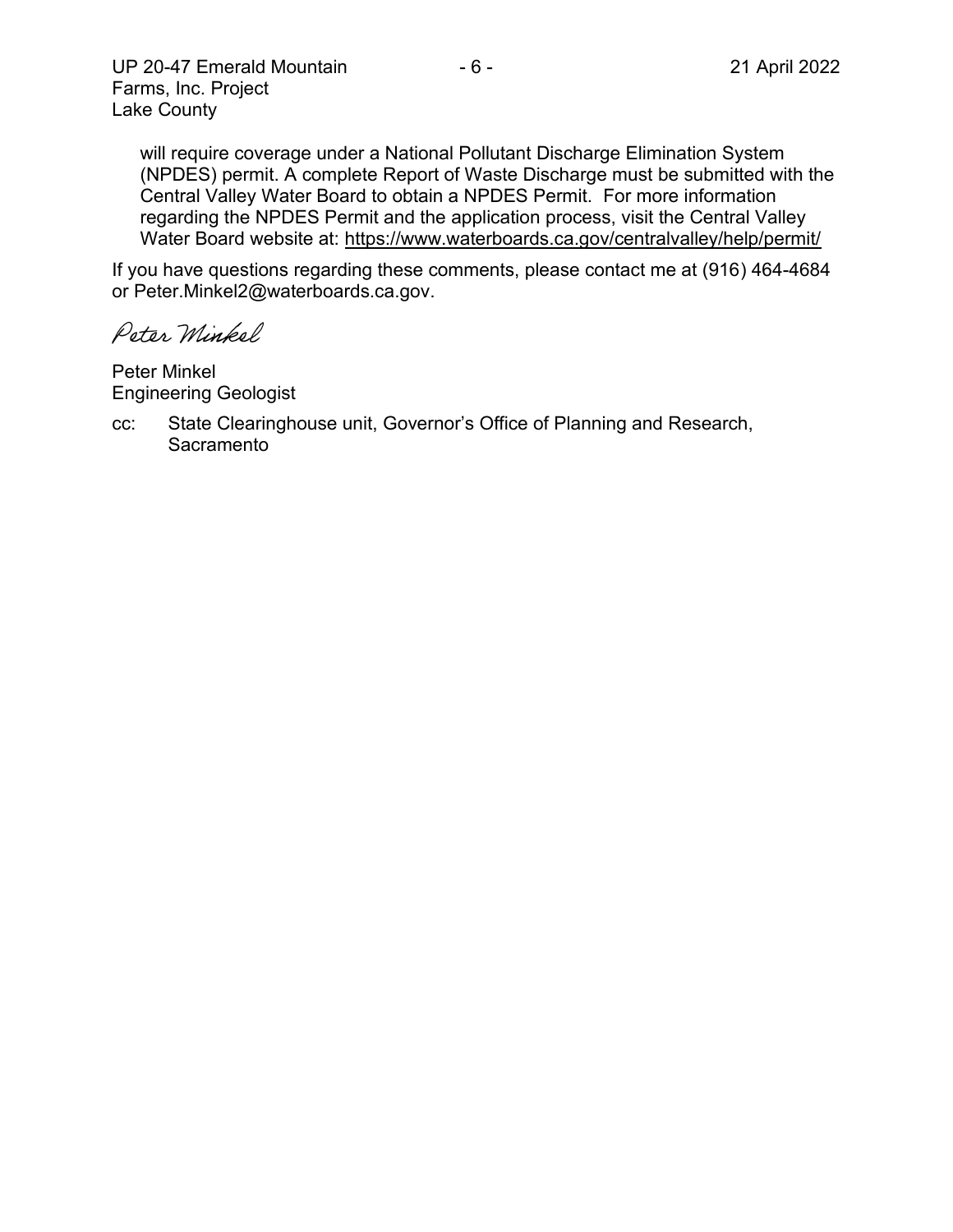will require coverage under a National Pollutant Discharge Elimination System (NPDES) permit. A complete Report of Waste Discharge must be submitted with the Central Valley Water Board to obtain a NPDES Permit. For more information regarding the NPDES Permit and the application process, visit the Central Valley Water Board website at: https://www.waterboards.ca.gov/centralvalley/help/permit/

If you have questions regarding these comments, please contact me at (916) 464-4684 or Peter.Minkel2@waterboards.ca.gov.

*Peter Minkel*

Peter Minkel
Engineering Geologist

cc: State Clearinghouse unit, Governor's Office of Planning and Research, Sacramento